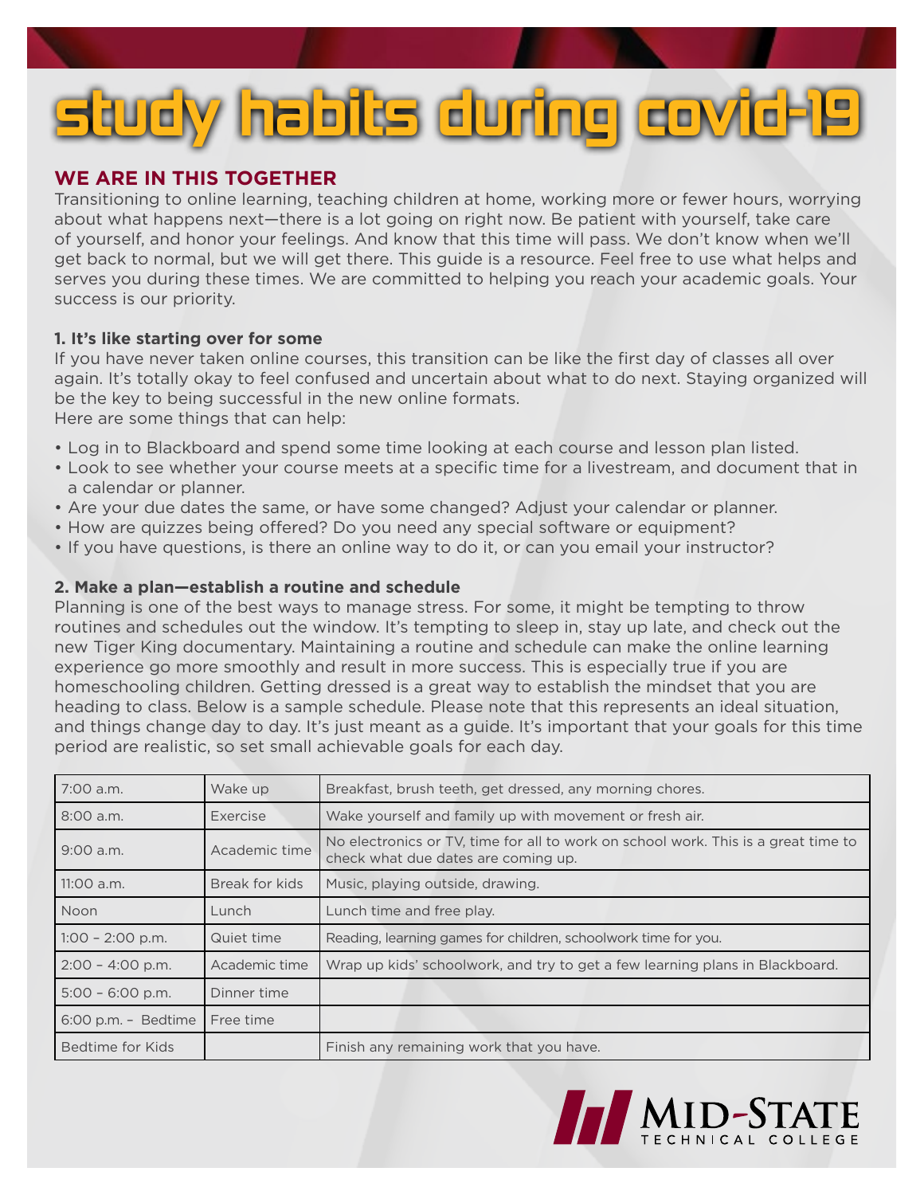# study habits during covid-19

## WE ARE IN THIS TOGETHER

Transitioning to online learning, teaching children at home, working more or fewer hours, worrying about what happens next—there is a lot going on right now. Be patient with yourself, take care of yourself, and honor your feelings. And know that this time will pass. We don't know when we'll get back to normal, but we will get there. This guide is a resource. Feel free to use what helps and serves you during these times. We are committed to helping you reach your academic goals. Your success is our priority.

### 1. It's like starting over for some

If you have never taken online courses, this transition can be like the first day of classes all over again. It's totally okay to feel confused and uncertain about what to do next. Staying organized will be the key to being successful in the new online formats.
Here are some things that can help:

- Log in to Blackboard and spend some time looking at each course and lesson plan listed.
- Look to see whether your course meets at a specific time for a livestream, and document that in a calendar or planner.
- Are your due dates the same, or have some changed? Adjust your calendar or planner.
- How are quizzes being offered? Do you need any special software or equipment?
- If you have questions, is there an online way to do it, or can you email your instructor?

### 2. Make a plan—establish a routine and schedule

Planning is one of the best ways to manage stress. For some, it might be tempting to throw routines and schedules out the window. It's tempting to sleep in, stay up late, and check out the new Tiger King documentary. Maintaining a routine and schedule can make the online learning experience go more smoothly and result in more success. This is especially true if you are homeschooling children. Getting dressed is a great way to establish the mindset that you are heading to class. Below is a sample schedule. Please note that this represents an ideal situation, and things change day to day. It's just meant as a guide. It's important that your goals for this time period are realistic, so set small achievable goals for each day.

| | | |
|---|---|---|
| 7:00 a.m. | Wake up | Breakfast, brush teeth, get dressed, any morning chores. |
| 8:00 a.m. | Exercise | Wake yourself and family up with movement or fresh air. |
| 9:00 a.m. | Academic time | No electronics or TV, time for all to work on school work. This is a great time to check what due dates are coming up. |
| 11:00 a.m. | Break for kids | Music, playing outside, drawing. |
| Noon | Lunch | Lunch time and free play. |
| 1:00 – 2:00 p.m. | Quiet time | Reading, learning games for children, schoolwork time for you. |
| 2:00 – 4:00 p.m. | Academic time | Wrap up kids' schoolwork, and try to get a few learning plans in Blackboard. |
| 5:00 – 6:00 p.m. | Dinner time | |
| 6:00 p.m. – Bedtime | Free time | |
| Bedtime for Kids | | Finish any remaining work that you have. |

MID-STATE TECHNICAL COLLEGE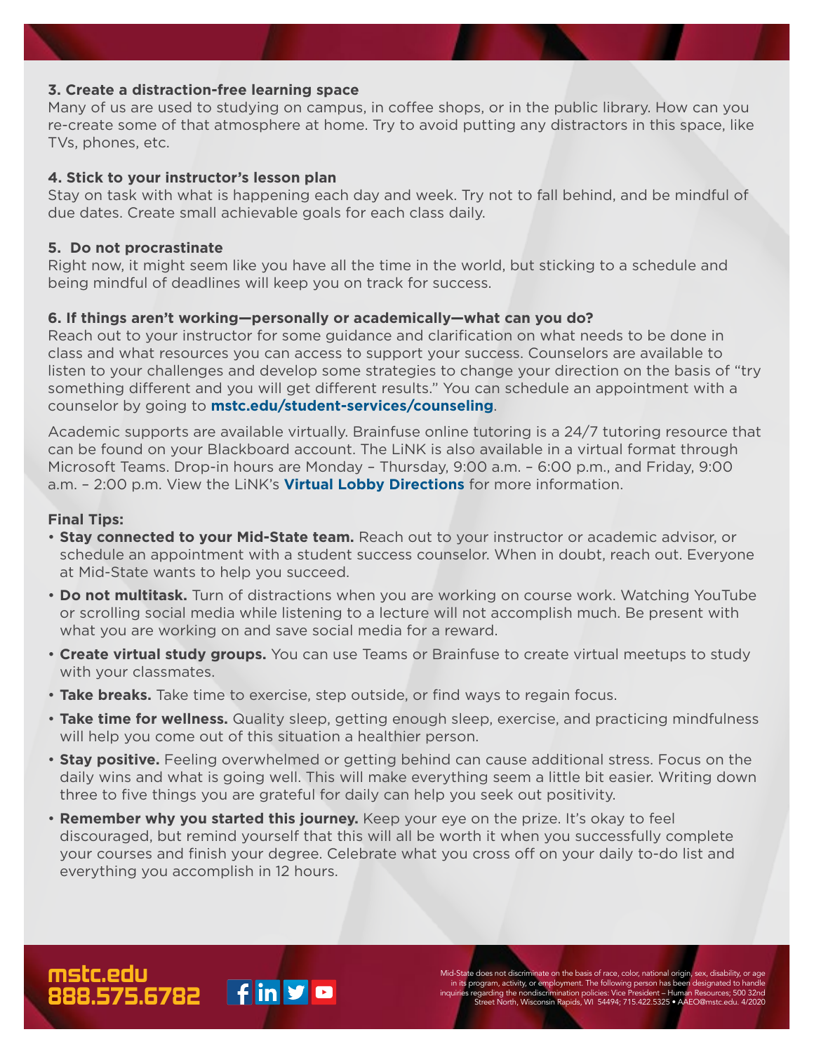**3. Create a distraction-free learning space**

Many of us are used to studying on campus, in coffee shops, or in the public library. How can you re-create some of that atmosphere at home. Try to avoid putting any distractors in this space, like TVs, phones, etc.

**4. Stick to your instructor's lesson plan**

Stay on task with what is happening each day and week. Try not to fall behind, and be mindful of due dates. Create small achievable goals for each class daily.

**5. Do not procrastinate**

Right now, it might seem like you have all the time in the world, but sticking to a schedule and being mindful of deadlines will keep you on track for success.

**6. If things aren't working—personally or academically—what can you do?**

Reach out to your instructor for some guidance and clarification on what needs to be done in class and what resources you can access to support your success. Counselors are available to listen to your challenges and develop some strategies to change your direction on the basis of "try something different and you will get different results." You can schedule an appointment with a counselor by going to **mstc.edu/student-services/counseling**.

Academic supports are available virtually. Brainfuse online tutoring is a 24/7 tutoring resource that can be found on your Blackboard account. The LiNK is also available in a virtual format through Microsoft Teams. Drop-in hours are Monday – Thursday, 9:00 a.m. – 6:00 p.m., and Friday, 9:00 a.m. – 2:00 p.m. View the LiNK's **Virtual Lobby Directions** for more information.

**Final Tips:**

- **Stay connected to your Mid-State team.** Reach out to your instructor or academic advisor, or schedule an appointment with a student success counselor. When in doubt, reach out. Everyone at Mid-State wants to help you succeed.
- **Do not multitask.** Turn of distractions when you are working on course work. Watching YouTube or scrolling social media while listening to a lecture will not accomplish much. Be present with what you are working on and save social media for a reward.
- **Create virtual study groups.** You can use Teams or Brainfuse to create virtual meetups to study with your classmates.
- **Take breaks.** Take time to exercise, step outside, or find ways to regain focus.
- **Take time for wellness.** Quality sleep, getting enough sleep, exercise, and practicing mindfulness will help you come out of this situation a healthier person.
- **Stay positive.** Feeling overwhelmed or getting behind can cause additional stress. Focus on the daily wins and what is going well. This will make everything seem a little bit easier. Writing down three to five things you are grateful for daily can help you seek out positivity.
- **Remember why you started this journey.** Keep your eye on the prize. It's okay to feel discouraged, but remind yourself that this will all be worth it when you successfully complete your courses and finish your degree. Celebrate what you cross off on your daily to-do list and everything you accomplish in 12 hours.

mstc.edu
888.575.6782

Mid-State does not discriminate on the basis of race, color, national origin, sex, disability, or age in its program, activity, or employment. The following person has been designated to handle inquiries regarding the nondiscrimination policies: Vice President – Human Resources; 500 32nd Street North, Wisconsin Rapids, WI 54494; 715.422.5325 • AAEO@mstc.edu. 4/2020